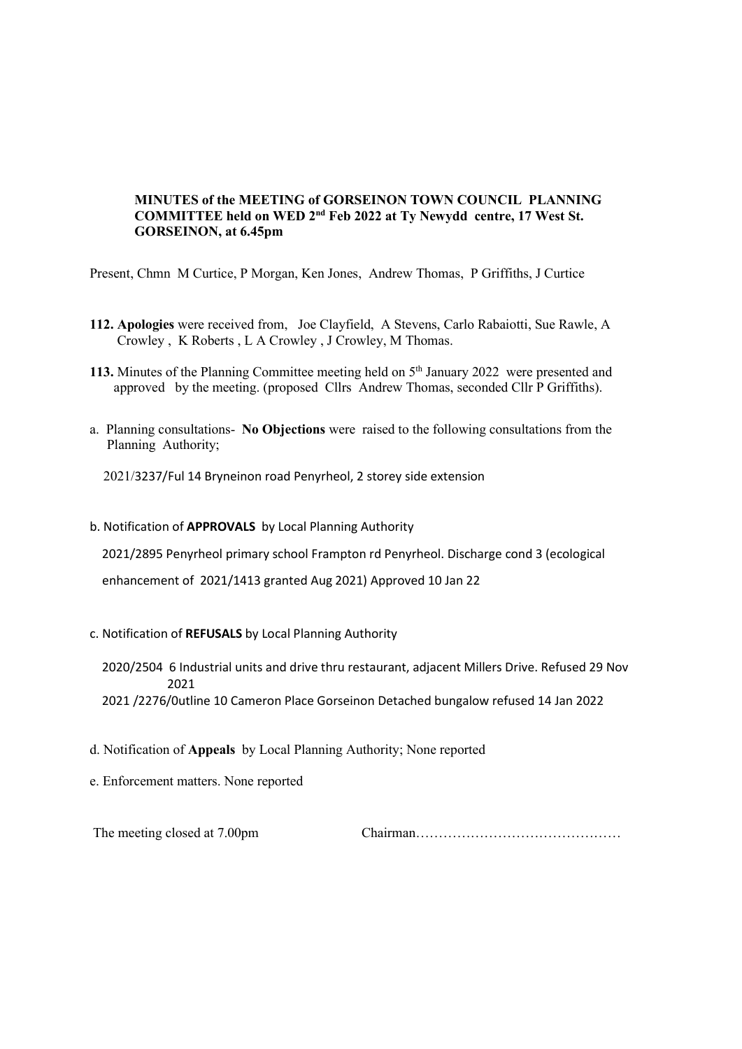**MINUTES of the MEETING of GORSEINON TOWN COUNCIL PLANNING COMMITTEE held on WED 2nd Feb 2022 at Ty Newydd centre, 17 West St. GORSEINON, at 6.45pm**

Present, Chmn M Curtice, P Morgan, Ken Jones, Andrew Thomas, P Griffiths, J Curtice

**112. Apologies** were received from, Joe Clayfield, A Stevens, Carlo Rabaiotti, Sue Rawle, A Crowley , K Roberts , L A Crowley , J Crowley, M Thomas.

**113.** Minutes of the Planning Committee meeting held on 5th January 2022 were presented and approved by the meeting. (proposed Cllrs Andrew Thomas, seconded Cllr P Griffiths).

a. Planning consultations- **No Objections** were raised to the following consultations from the Planning Authority;

2021/3237/Ful 14 Bryneinon road Penyrheol, 2 storey side extension

b. Notification of **APPROVALS** by Local Planning Authority

2021/2895 Penyrheol primary school Frampton rd Penyrheol. Discharge cond 3 (ecological enhancement of 2021/1413 granted Aug 2021) Approved 10 Jan 22

c. Notification of **REFUSALS** by Local Planning Authority

2020/2504 6 Industrial units and drive thru restaurant, adjacent Millers Drive. Refused 29 Nov 2021

2021 /2276/0utline 10 Cameron Place Gorseinon Detached bungalow refused 14 Jan 2022

d. Notification of **Appeals** by Local Planning Authority; None reported

e. Enforcement matters. None reported

The meeting closed at 7.00pm Chairman………………………………………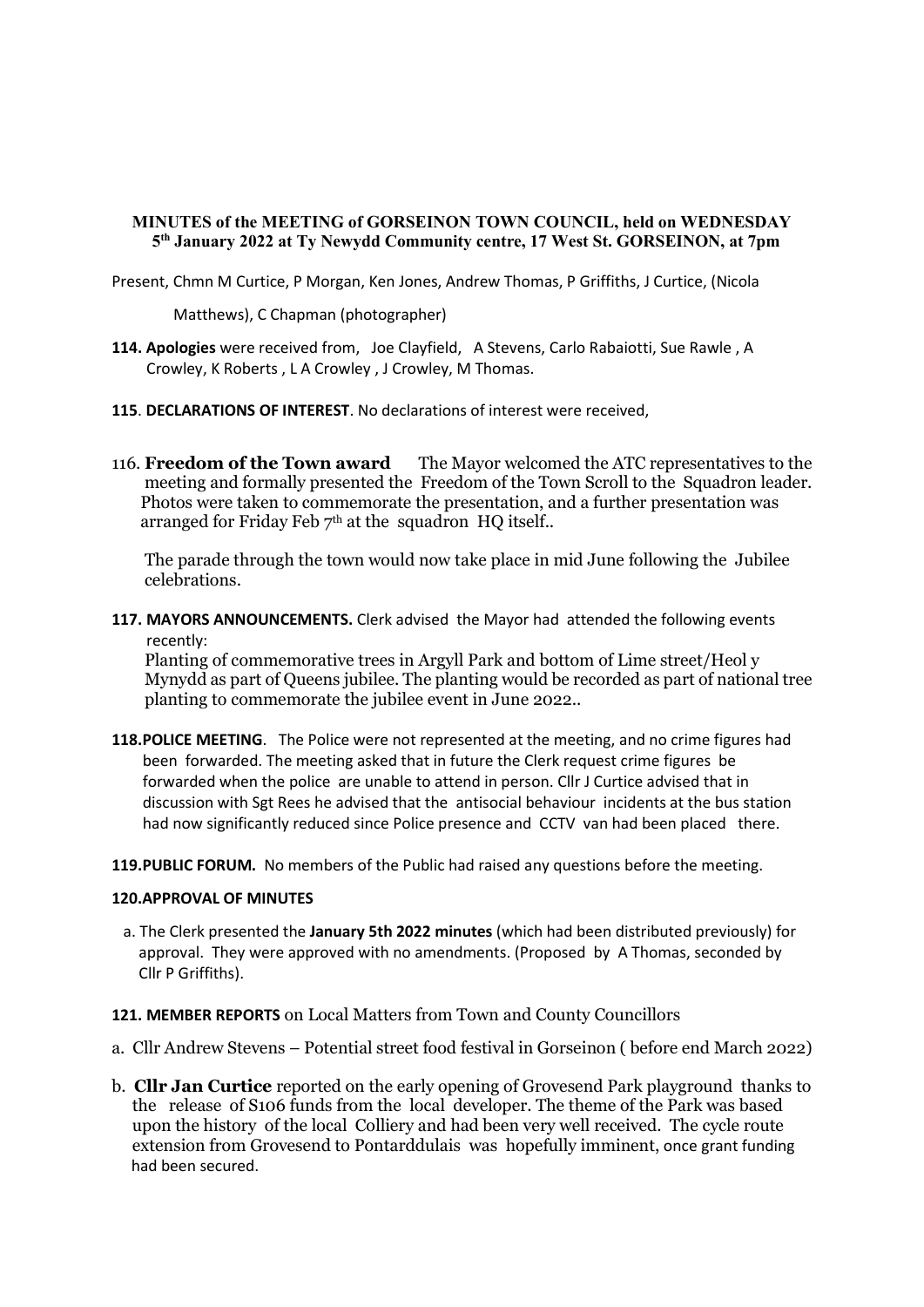**MINUTES of the MEETING of GORSEINON TOWN COUNCIL, held on WEDNESDAY 5th January 2022 at Ty Newydd Community centre, 17 West St. GORSEINON, at 7pm**

Present, Chmn M Curtice, P Morgan, Ken Jones, Andrew Thomas, P Griffiths, J Curtice, (Nicola Matthews), C Chapman (photographer)

**114. Apologies** were received from, Joe Clayfield, A Stevens, Carlo Rabaiotti, Sue Rawle , A Crowley, K Roberts , L A Crowley , J Crowley, M Thomas.

**115**. **DECLARATIONS OF INTEREST**. No declarations of interest were received,

116. **Freedom of the Town award** The Mayor welcomed the ATC representatives to the meeting and formally presented the Freedom of the Town Scroll to the Squadron leader. Photos were taken to commemorate the presentation, and a further presentation was arranged for Friday Feb 7th at the squadron HQ itself..

The parade through the town would now take place in mid June following the Jubilee celebrations.

**117. MAYORS ANNOUNCEMENTS.** Clerk advised the Mayor had attended the following events recently:
Planting of commemorative trees in Argyll Park and bottom of Lime street/Heol y Mynydd as part of Queens jubilee. The planting would be recorded as part of national tree planting to commemorate the jubilee event in June 2022..

**118.POLICE MEETING**. The Police were not represented at the meeting, and no crime figures had been forwarded. The meeting asked that in future the Clerk request crime figures be forwarded when the police are unable to attend in person. Cllr J Curtice advised that in discussion with Sgt Rees he advised that the antisocial behaviour incidents at the bus station had now significantly reduced since Police presence and CCTV van had been placed there.

**119.PUBLIC FORUM.** No members of the Public had raised any questions before the meeting.

**120.APPROVAL OF MINUTES**

a. The Clerk presented the **January 5th 2022 minutes** (which had been distributed previously) for approval. They were approved with no amendments. (Proposed by A Thomas, seconded by Cllr P Griffiths).

**121. MEMBER REPORTS** on Local Matters from Town and County Councillors

a. Cllr Andrew Stevens – Potential street food festival in Gorseinon ( before end March 2022)

b. **Cllr Jan Curtice** reported on the early opening of Grovesend Park playground thanks to the release of S106 funds from the local developer. The theme of the Park was based upon the history of the local Colliery and had been very well received. The cycle route extension from Grovesend to Pontarddulais was hopefully imminent, once grant funding had been secured.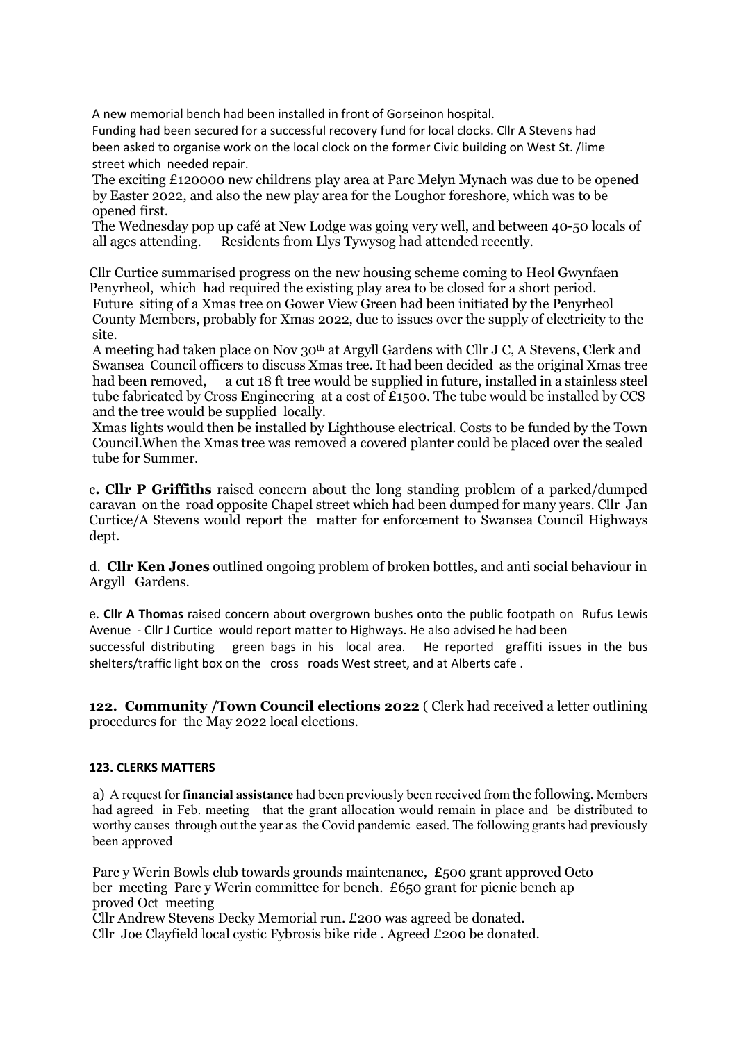A new memorial bench had been installed in front of Gorseinon hospital.
Funding had been secured for a successful recovery fund for local clocks. Cllr A Stevens had been asked to organise work on the local clock on the former Civic building on West St. /lime street which needed repair.
The exciting £120000 new childrens play area at Parc Melyn Mynach was due to be opened by Easter 2022, and also the new play area for the Loughor foreshore, which was to be opened first.
The Wednesday pop up café at New Lodge was going very well, and between 40-50 locals of all ages attending. Residents from Llys Tywysog had attended recently.

Cllr Curtice summarised progress on the new housing scheme coming to Heol Gwynfaen Penyrheol, which had required the existing play area to be closed for a short period.
Future siting of a Xmas tree on Gower View Green had been initiated by the Penyrheol County Members, probably for Xmas 2022, due to issues over the supply of electricity to the site.
A meeting had taken place on Nov 30th at Argyll Gardens with Cllr J C, A Stevens, Clerk and Swansea Council officers to discuss Xmas tree. It had been decided as the original Xmas tree had been removed, a cut 18 ft tree would be supplied in future, installed in a stainless steel tube fabricated by Cross Engineering at a cost of £1500. The tube would be installed by CCS and the tree would be supplied locally.
Xmas lights would then be installed by Lighthouse electrical. Costs to be funded by the Town Council.When the Xmas tree was removed a covered planter could be placed over the sealed tube for Summer.

c**. Cllr P Griffiths** raised concern about the long standing problem of a parked/dumped caravan on the road opposite Chapel street which had been dumped for many years. Cllr Jan Curtice/A Stevens would report the matter for enforcement to Swansea Council Highways dept.

d. **Cllr Ken Jones** outlined ongoing problem of broken bottles, and anti social behaviour in Argyll Gardens.

e. **Cllr A Thomas** raised concern about overgrown bushes onto the public footpath on Rufus Lewis Avenue - Cllr J Curtice would report matter to Highways. He also advised he had been successful distributing green bags in his local area. He reported graffiti issues in the bus shelters/traffic light box on the cross roads West street, and at Alberts cafe .

**122. Community /Town Council elections 2022** ( Clerk had received a letter outlining procedures for the May 2022 local elections.

**123. CLERKS MATTERS**

a) A request for **financial assistance** had been previously been received from the following. Members had agreed in Feb. meeting that the grant allocation would remain in place and be distributed to worthy causes through out the year as the Covid pandemic eased. The following grants had previously been approved

Parc y Werin Bowls club towards grounds maintenance, £500 grant approved Octo ber meeting Parc y Werin committee for bench. £650 grant for picnic bench ap proved Oct meeting
Cllr Andrew Stevens Decky Memorial run. £200 was agreed be donated.
Cllr Joe Clayfield local cystic Fybrosis bike ride . Agreed £200 be donated.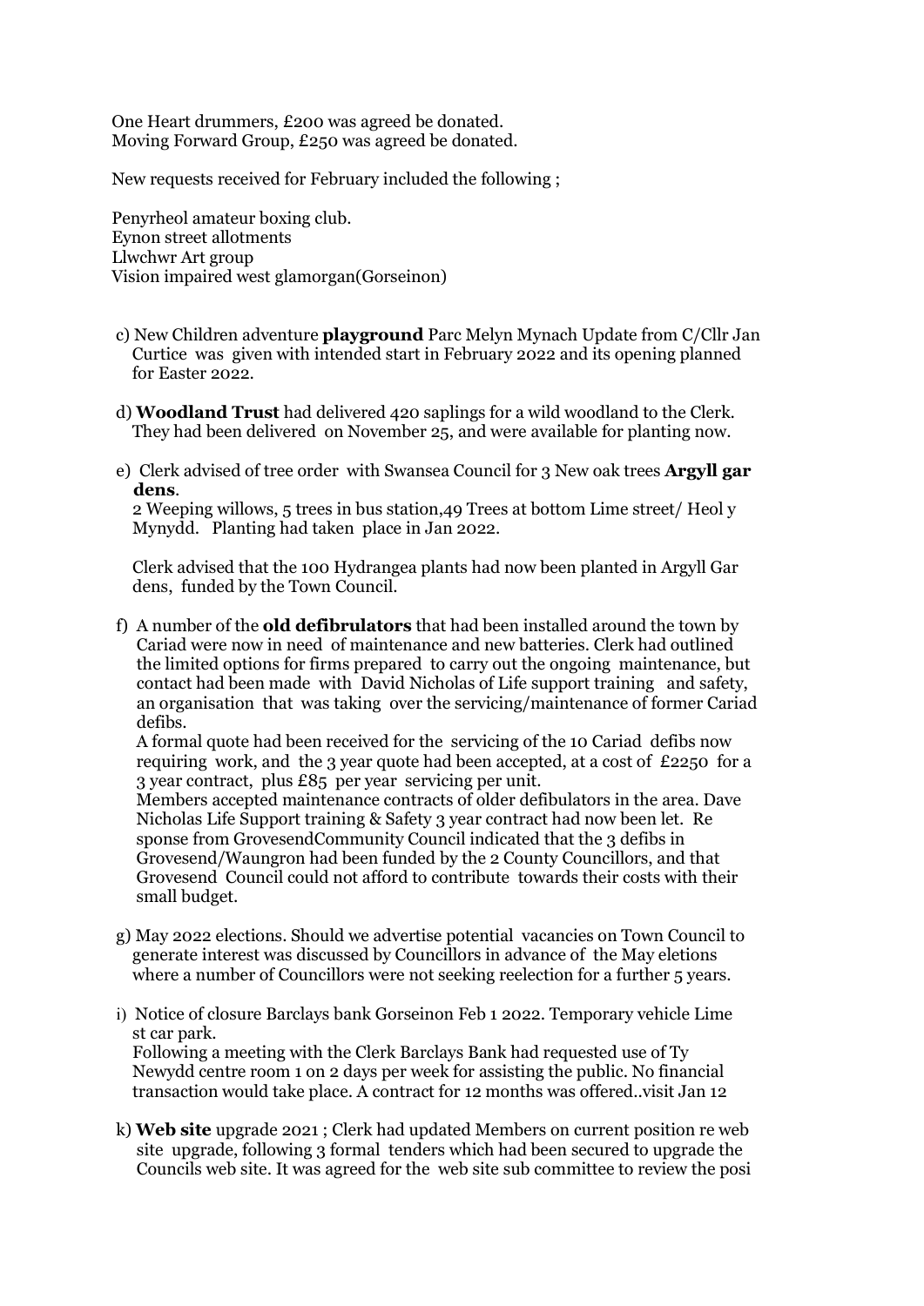One Heart drummers, £200 was agreed be donated.
Moving Forward Group, £250 was agreed be donated.

New requests received for February included the following ;

Penyrheol amateur boxing club.
Eynon street allotments
Llwchwr Art group
Vision impaired west glamorgan(Gorseinon)

c) New Children adventure **playground** Parc Melyn Mynach Update from C/Cllr Jan Curtice was given with intended start in February 2022 and its opening planned for Easter 2022.

d) **Woodland Trust** had delivered 420 saplings for a wild woodland to the Clerk. They had been delivered on November 25, and were available for planting now.

e) Clerk advised of tree order with Swansea Council for 3 New oak trees **Argyll gar dens**.
2 Weeping willows, 5 trees in bus station,49 Trees at bottom Lime street/ Heol y Mynydd. Planting had taken place in Jan 2022.

Clerk advised that the 100 Hydrangea plants had now been planted in Argyll Gar dens, funded by the Town Council.

f) A number of the **old defibrulators** that had been installed around the town by Cariad were now in need of maintenance and new batteries. Clerk had outlined the limited options for firms prepared to carry out the ongoing maintenance, but contact had been made with David Nicholas of Life support training and safety, an organisation that was taking over the servicing/maintenance of former Cariad defibs.
A formal quote had been received for the servicing of the 10 Cariad defibs now requiring work, and the 3 year quote had been accepted, at a cost of £2250 for a 3 year contract, plus £85 per year servicing per unit.
Members accepted maintenance contracts of older defibulators in the area. Dave Nicholas Life Support training & Safety 3 year contract had now been let. Re sponse from GrovesendCommunity Council indicated that the 3 defibs in Grovesend/Waungron had been funded by the 2 County Councillors, and that Grovesend Council could not afford to contribute towards their costs with their small budget.

g) May 2022 elections. Should we advertise potential vacancies on Town Council to generate interest was discussed by Councillors in advance of the May eletions where a number of Councillors were not seeking reelection for a further 5 years.

i) Notice of closure Barclays bank Gorseinon Feb 1 2022. Temporary vehicle Lime st car park.
Following a meeting with the Clerk Barclays Bank had requested use of Ty Newydd centre room 1 on 2 days per week for assisting the public. No financial transaction would take place. A contract for 12 months was offered..visit Jan 12

k) **Web site** upgrade 2021 ; Clerk had updated Members on current position re web site upgrade, following 3 formal tenders which had been secured to upgrade the Councils web site. It was agreed for the web site sub committee to review the posi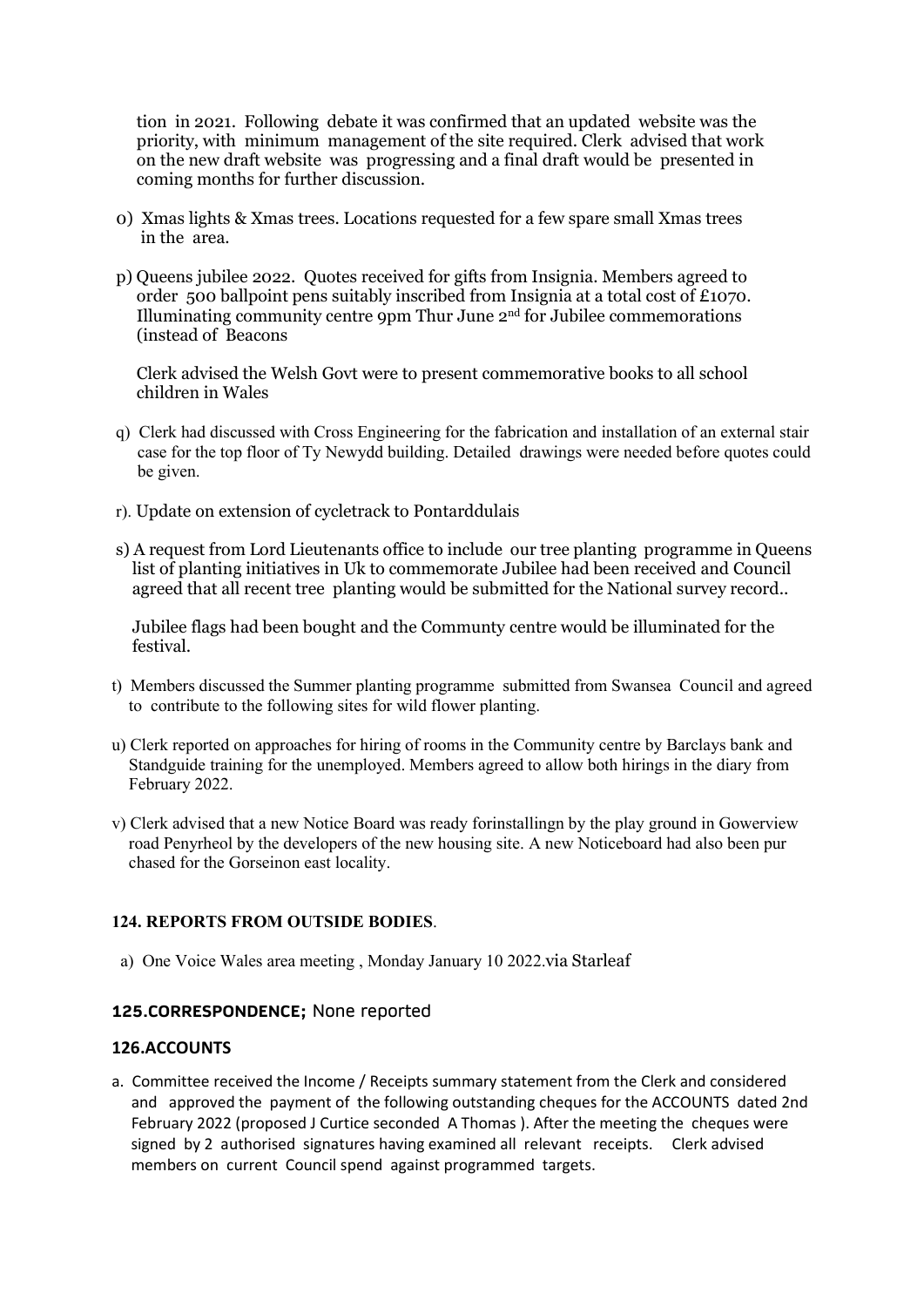tion in 2021. Following debate it was confirmed that an updated website was the priority, with minimum management of the site required. Clerk advised that work on the new draft website was progressing and a final draft would be presented in coming months for further discussion.

o) Xmas lights & Xmas trees. Locations requested for a few spare small Xmas trees in the area.

p) Queens jubilee 2022. Quotes received for gifts from Insignia. Members agreed to order 500 ballpoint pens suitably inscribed from Insignia at a total cost of £1070. Illuminating community centre 9pm Thur June 2nd for Jubilee commemorations (instead of Beacons

Clerk advised the Welsh Govt were to present commemorative books to all school children in Wales

q) Clerk had discussed with Cross Engineering for the fabrication and installation of an external stair case for the top floor of Ty Newydd building. Detailed drawings were needed before quotes could be given.

r). Update on extension of cycletrack to Pontarddulais

s) A request from Lord Lieutenants office to include our tree planting programme in Queens list of planting initiatives in Uk to commemorate Jubilee had been received and Council agreed that all recent tree planting would be submitted for the National survey record..

Jubilee flags had been bought and the Communty centre would be illuminated for the festival.

t) Members discussed the Summer planting programme submitted from Swansea Council and agreed to contribute to the following sites for wild flower planting.

u) Clerk reported on approaches for hiring of rooms in the Community centre by Barclays bank and Standguide training for the unemployed. Members agreed to allow both hirings in the diary from February 2022.

v) Clerk advised that a new Notice Board was ready forinstallingn by the play ground in Gowerview road Penyrheol by the developers of the new housing site. A new Noticeboard had also been pur chased for the Gorseinon east locality.

**124. REPORTS FROM OUTSIDE BODIES**.

a) One Voice Wales area meeting , Monday January 10 2022.via Starleaf

**125.CORRESPONDENCE;** None reported

**126.ACCOUNTS**

a. Committee received the Income / Receipts summary statement from the Clerk and considered and approved the payment of the following outstanding cheques for the ACCOUNTS dated 2nd February 2022 (proposed J Curtice seconded A Thomas ). After the meeting the cheques were signed by 2 authorised signatures having examined all relevant receipts. Clerk advised members on current Council spend against programmed targets.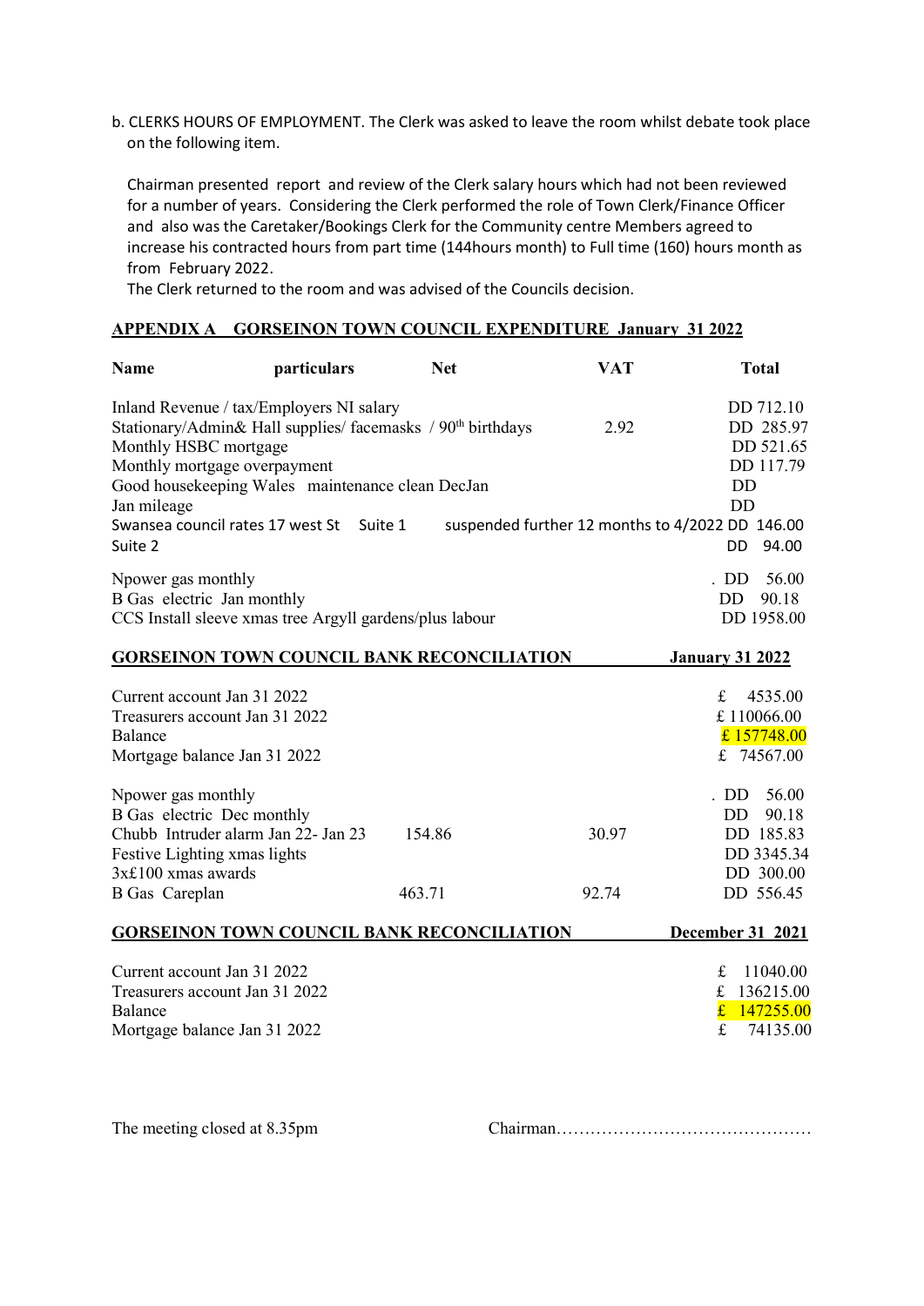b. CLERKS HOURS OF EMPLOYMENT. The Clerk was asked to leave the room whilst debate took place on the following item.

Chairman presented report and review of the Clerk salary hours which had not been reviewed for a number of years. Considering the Clerk performed the role of Town Clerk/Finance Officer and also was the Caretaker/Bookings Clerk for the Community centre Members agreed to increase his contracted hours from part time (144hours month) to Full time (160) hours month as from February 2022.

The Clerk returned to the room and was advised of the Councils decision.

**APPENDIX A GORSEINON TOWN COUNCIL EXPENDITURE January 31 2022**

| Name | particulars | Net | VAT | Total |
|---|---|---|---|---|
| Inland Revenue / tax/Employers NI salary | | | | DD 712.10 |
| Stationary/Admin& Hall supplies/ facemasks / 90th birthdays | | | 2.92 | DD 285.97 |
| Monthly HSBC mortgage | | | | DD 521.65 |
| Monthly mortgage overpayment | | | | DD 117.79 |
| Good housekeeping Wales maintenance clean DecJan | | | | DD |
| Jan mileage | | | | DD |
| Swansea council rates 17 west St Suite 1 | | suspended further 12 months to 4/2022 | | DD 146.00 |
| Suite 2 | | | | DD 94.00 |
| Npower gas monthly | | | | . DD 56.00 |
| B Gas electric Jan monthly | | | | DD 90.18 |
| CCS Install sleeve xmas tree Argyll gardens/plus labour | | | | DD 1958.00 |

**GORSEINON TOWN COUNCIL BANK RECONCILIATION January 31 2022**

| | |
|---|---|
| Current account Jan 31 2022 | £ 4535.00 |
| Treasurers account Jan 31 2022 | £ 110066.00 |
| Balance | £ 157748.00 |
| Mortgage balance Jan 31 2022 | £ 74567.00 |

| | | | |
|---|---|---|---|
| Npower gas monthly | | | . DD 56.00 |
| B Gas electric Dec monthly | | | DD 90.18 |
| Chubb Intruder alarm Jan 22- Jan 23 | 154.86 | 30.97 | DD 185.83 |
| Festive Lighting xmas lights | | | DD 3345.34 |
| 3x£100 xmas awards | | | DD 300.00 |
| B Gas Careplan | 463.71 | 92.74 | DD 556.45 |

**GORSEINON TOWN COUNCIL BANK RECONCILIATION December 31 2021**

| | |
|---|---|
| Current account Jan 31 2022 | £ 11040.00 |
| Treasurers account Jan 31 2022 | £ 136215.00 |
| Balance | £ 147255.00 |
| Mortgage balance Jan 31 2022 | £ 74135.00 |

The meeting closed at 8.35pm Chairman………………………………………